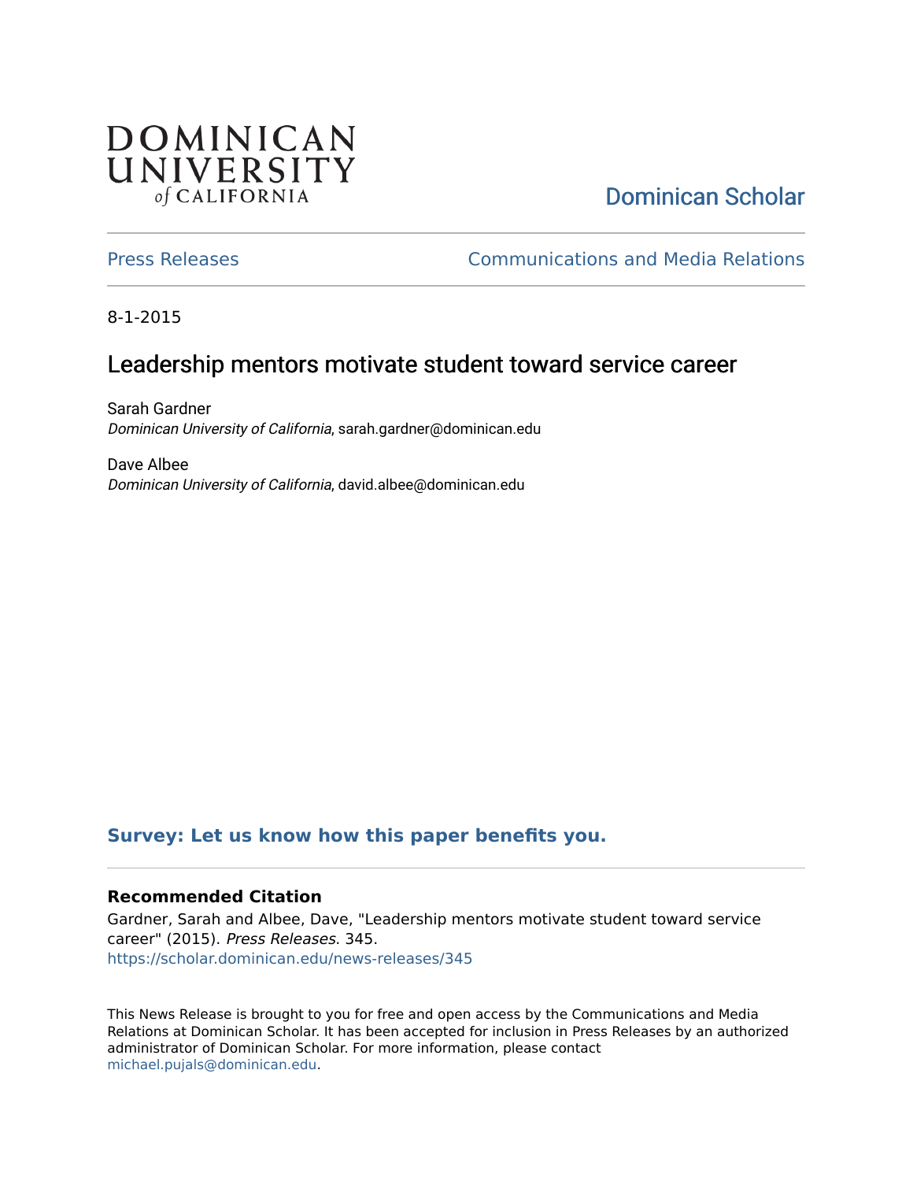DOMINICAN UNIVERSITY *of* CALIFORNIA

Dominican Scholar

Press Releases | Communications and Media Relations

8-1-2015

# Leadership mentors motivate student toward service career

Sarah Gardner
*Dominican University of California*, sarah.gardner@dominican.edu

Dave Albee
*Dominican University of California*, david.albee@dominican.edu

**Survey: Let us know how this paper benefits you.**

### Recommended Citation

Gardner, Sarah and Albee, Dave, "Leadership mentors motivate student toward service career" (2015). *Press Releases*. 345.
https://scholar.dominican.edu/news-releases/345

This News Release is brought to you for free and open access by the Communications and Media Relations at Dominican Scholar. It has been accepted for inclusion in Press Releases by an authorized administrator of Dominican Scholar. For more information, please contact michael.pujals@dominican.edu.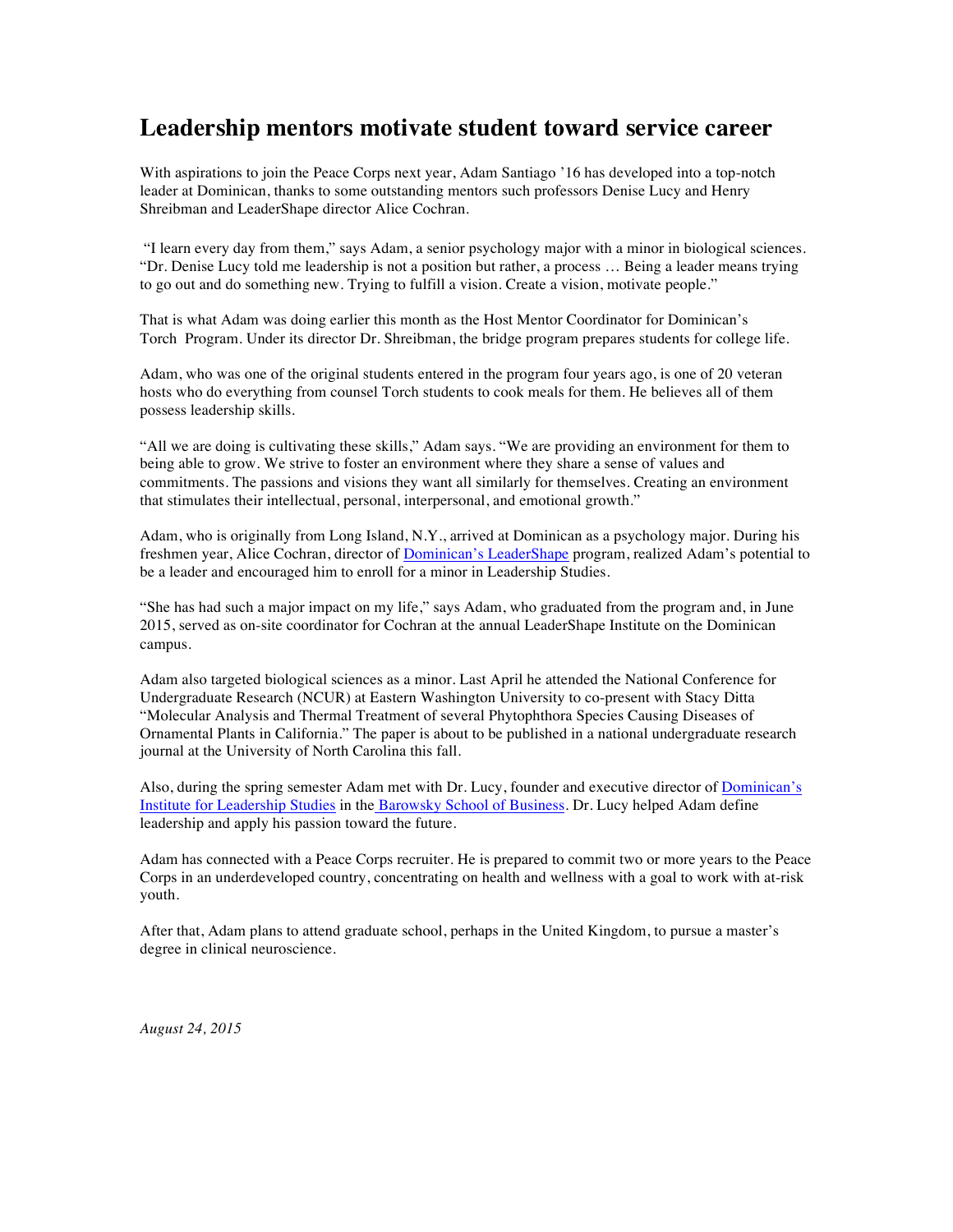# Leadership mentors motivate student toward service career

With aspirations to join the Peace Corps next year, Adam Santiago '16 has developed into a top-notch leader at Dominican, thanks to some outstanding mentors such professors Denise Lucy and Henry Shreibman and LeaderShape director Alice Cochran.

"I learn every day from them," says Adam, a senior psychology major with a minor in biological sciences. "Dr. Denise Lucy told me leadership is not a position but rather, a process … Being a leader means trying to go out and do something new. Trying to fulfill a vision. Create a vision, motivate people."

That is what Adam was doing earlier this month as the Host Mentor Coordinator for Dominican's Torch Program. Under its director Dr. Shreibman, the bridge program prepares students for college life.

Adam, who was one of the original students entered in the program four years ago, is one of 20 veteran hosts who do everything from counsel Torch students to cook meals for them. He believes all of them possess leadership skills.

"All we are doing is cultivating these skills," Adam says. "We are providing an environment for them to being able to grow. We strive to foster an environment where they share a sense of values and commitments. The passions and visions they want all similarly for themselves. Creating an environment that stimulates their intellectual, personal, interpersonal, and emotional growth."

Adam, who is originally from Long Island, N.Y., arrived at Dominican as a psychology major. During his freshmen year, Alice Cochran, director of Dominican's LeaderShape program, realized Adam's potential to be a leader and encouraged him to enroll for a minor in Leadership Studies.

"She has had such a major impact on my life," says Adam, who graduated from the program and, in June 2015, served as on-site coordinator for Cochran at the annual LeaderShape Institute on the Dominican campus.

Adam also targeted biological sciences as a minor. Last April he attended the National Conference for Undergraduate Research (NCUR) at Eastern Washington University to co-present with Stacy Ditta "Molecular Analysis and Thermal Treatment of several Phytophthora Species Causing Diseases of Ornamental Plants in California." The paper is about to be published in a national undergraduate research journal at the University of North Carolina this fall.

Also, during the spring semester Adam met with Dr. Lucy, founder and executive director of Dominican's Institute for Leadership Studies in the Barowsky School of Business. Dr. Lucy helped Adam define leadership and apply his passion toward the future.

Adam has connected with a Peace Corps recruiter. He is prepared to commit two or more years to the Peace Corps in an underdeveloped country, concentrating on health and wellness with a goal to work with at-risk youth.

After that, Adam plans to attend graduate school, perhaps in the United Kingdom, to pursue a master's degree in clinical neuroscience.

*August 24, 2015*